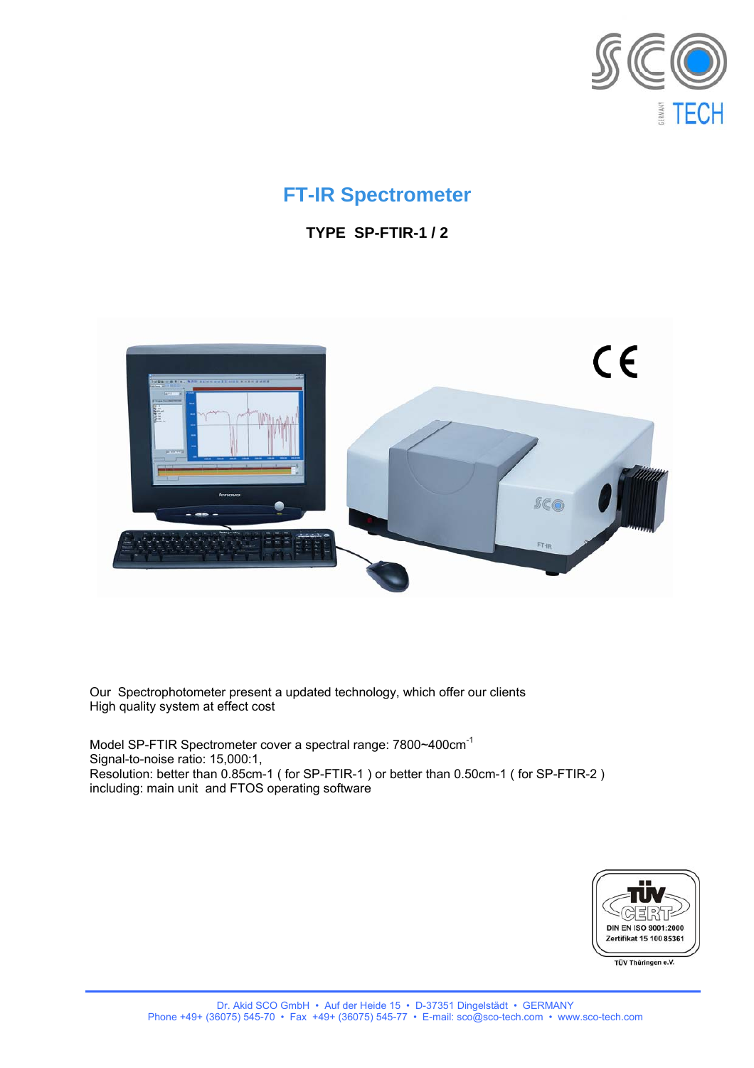# FT-IR Spectrometer

**TYPE SP-FTIR-1 / 2**

Our Spectrophotometer present a updated technology, which offer our clients
High quality system at effect cost

Model SP-FTIR Spectrometer cover a spectral range: 7800~400cm$^{-1}$
Signal-to-noise ratio: 15,000:1,
Resolution: better than 0.85cm-1 ( for SP-FTIR-1 ) or better than 0.50cm-1 ( for SP-FTIR-2 )
including: main unit and FTOS operating software

TÜV CERT
DIN EN ISO 9001:2000
Zertifikat 15 100 85361
TÜV Thüringen e.V.

Dr. Akid SCO GmbH • Auf der Heide 15 • D-37351 Dingelstädt • GERMANY
Phone +49+ (36075) 545-70 • Fax +49+ (36075) 545-77 • E-mail: sco@sco-tech.com • www.sco-tech.com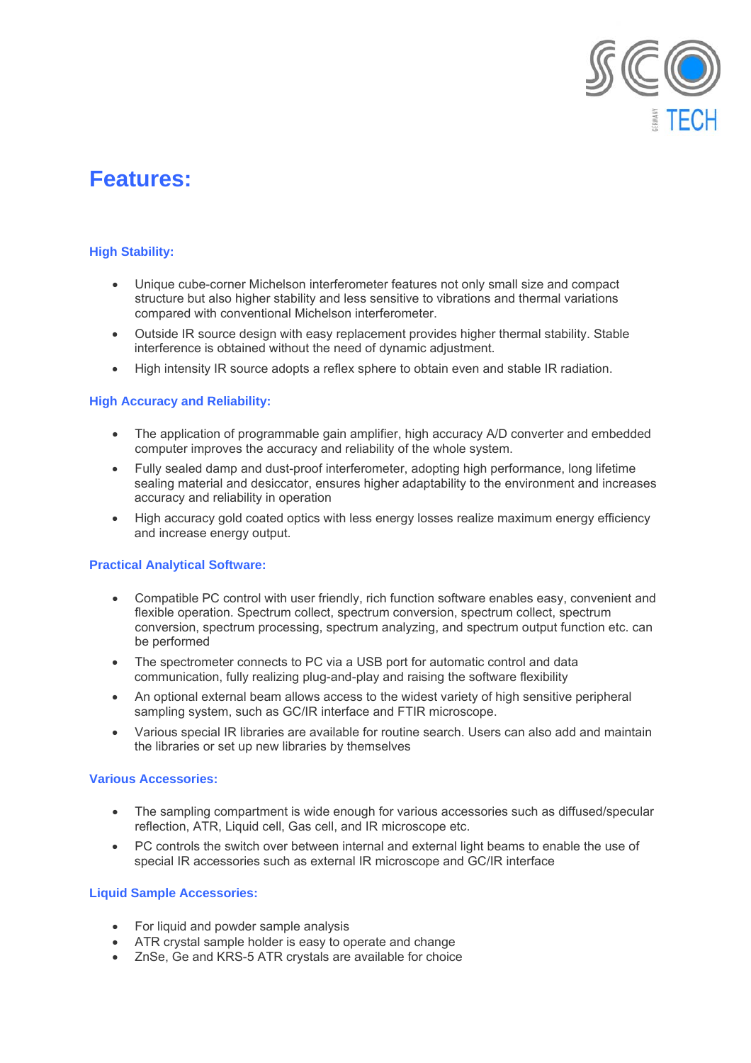# Features:

### High Stability:

- Unique cube-corner Michelson interferometer features not only small size and compact structure but also higher stability and less sensitive to vibrations and thermal variations compared with conventional Michelson interferometer.
- Outside IR source design with easy replacement provides higher thermal stability. Stable interference is obtained without the need of dynamic adjustment.
- High intensity IR source adopts a reflex sphere to obtain even and stable IR radiation.

### High Accuracy and Reliability:

- The application of programmable gain amplifier, high accuracy A/D converter and embedded computer improves the accuracy and reliability of the whole system.
- Fully sealed damp and dust-proof interferometer, adopting high performance, long lifetime sealing material and desiccator, ensures higher adaptability to the environment and increases accuracy and reliability in operation
- High accuracy gold coated optics with less energy losses realize maximum energy efficiency and increase energy output.

### Practical Analytical Software:

- Compatible PC control with user friendly, rich function software enables easy, convenient and flexible operation. Spectrum collect, spectrum conversion, spectrum collect, spectrum conversion, spectrum processing, spectrum analyzing, and spectrum output function etc. can be performed
- The spectrometer connects to PC via a USB port for automatic control and data communication, fully realizing plug-and-play and raising the software flexibility
- An optional external beam allows access to the widest variety of high sensitive peripheral sampling system, such as GC/IR interface and FTIR microscope.
- Various special IR libraries are available for routine search. Users can also add and maintain the libraries or set up new libraries by themselves

### Various Accessories:

- The sampling compartment is wide enough for various accessories such as diffused/specular reflection, ATR, Liquid cell, Gas cell, and IR microscope etc.
- PC controls the switch over between internal and external light beams to enable the use of special IR accessories such as external IR microscope and GC/IR interface

### Liquid Sample Accessories:

- For liquid and powder sample analysis
- ATR crystal sample holder is easy to operate and change
- ZnSe, Ge and KRS-5 ATR crystals are available for choice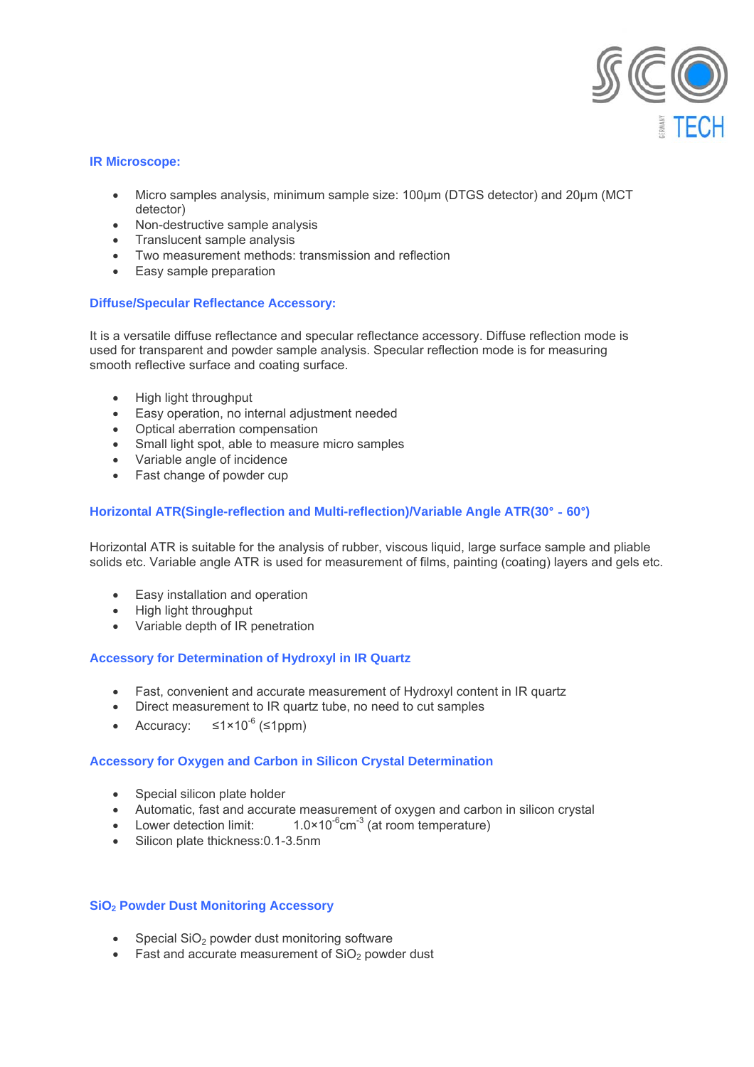## IR Microscope:

- Micro samples analysis, minimum sample size: 100μm (DTGS detector) and 20μm (MCT detector)
- Non-destructive sample analysis
- Translucent sample analysis
- Two measurement methods: transmission and reflection
- Easy sample preparation

## Diffuse/Specular Reflectance Accessory:

It is a versatile diffuse reflectance and specular reflectance accessory. Diffuse reflection mode is used for transparent and powder sample analysis. Specular reflection mode is for measuring smooth reflective surface and coating surface.

- High light throughput
- Easy operation, no internal adjustment needed
- Optical aberration compensation
- Small light spot, able to measure micro samples
- Variable angle of incidence
- Fast change of powder cup

## Horizontal ATR(Single-reflection and Multi-reflection)/Variable Angle ATR(30° - 60°)

Horizontal ATR is suitable for the analysis of rubber, viscous liquid, large surface sample and pliable solids etc. Variable angle ATR is used for measurement of films, painting (coating) layers and gels etc.

- Easy installation and operation
- High light throughput
- Variable depth of IR penetration

## Accessory for Determination of Hydroxyl in IR Quartz

- Fast, convenient and accurate measurement of Hydroxyl content in IR quartz
- Direct measurement to IR quartz tube, no need to cut samples
- Accuracy: $\leq 1\times10^{-6}$ ($\leq$1ppm)

## Accessory for Oxygen and Carbon in Silicon Crystal Determination

- Special silicon plate holder
- Automatic, fast and accurate measurement of oxygen and carbon in silicon crystal
- Lower detection limit: $1.0\times10^{-6}cm^{-3}$ (at room temperature)
- Silicon plate thickness:0.1-3.5nm

## $SiO_2$ Powder Dust Monitoring Accessory

- Special $SiO_2$ powder dust monitoring software
- Fast and accurate measurement of $SiO_2$ powder dust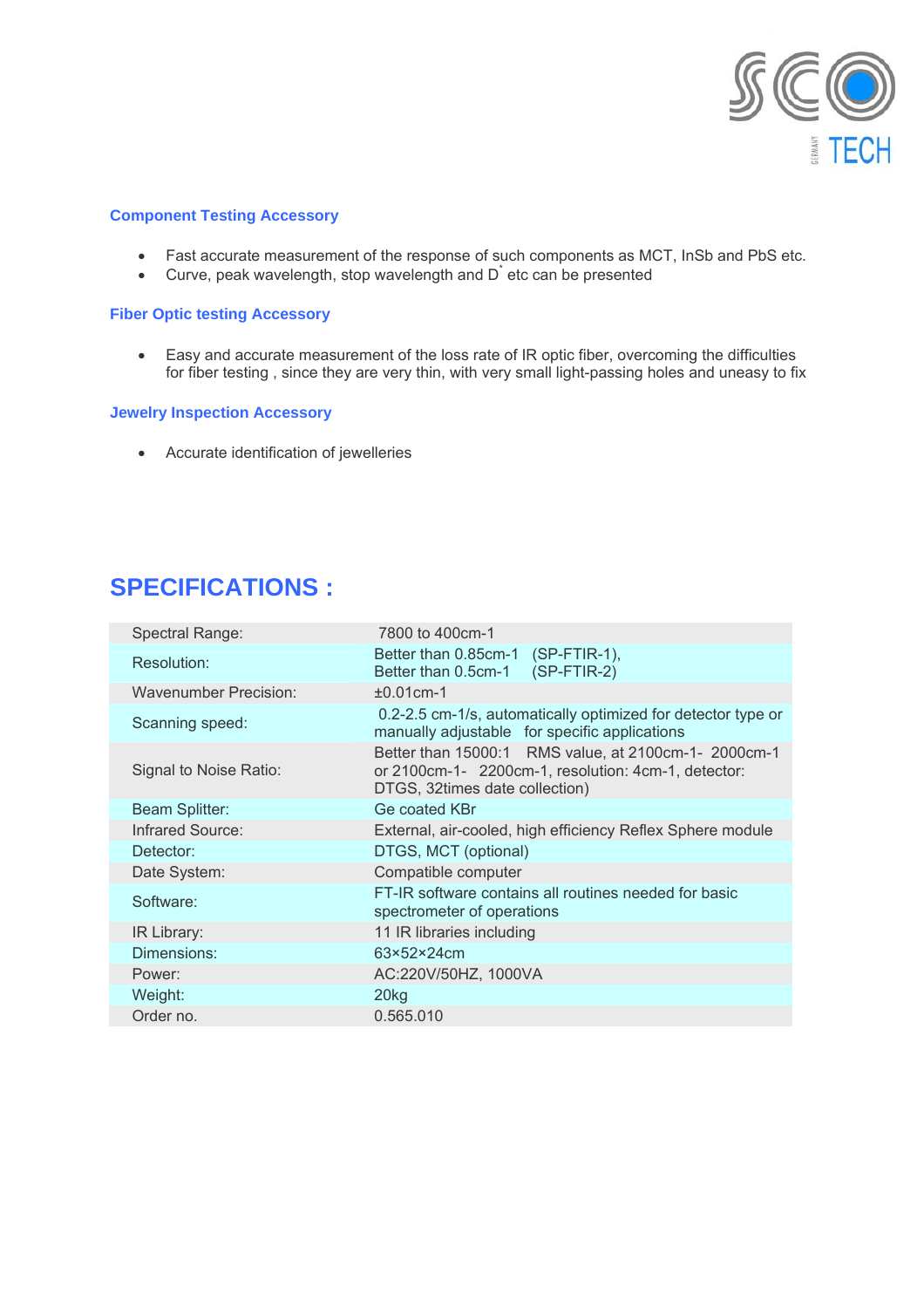### Component Testing Accessory

- Fast accurate measurement of the response of such components as MCT, InSb and PbS etc.
- Curve, peak wavelength, stop wavelength and $D^*$ etc can be presented

### Fiber Optic testing Accessory

- Easy and accurate measurement of the loss rate of IR optic fiber, overcoming the difficulties for fiber testing , since they are very thin, with very small light-passing holes and uneasy to fix

### Jewelry Inspection Accessory

- Accurate identification of jewelleries

## SPECIFICATIONS :

| | |
|---|---|
| Spectral Range: | 7800 to 400cm-1 |
| Resolution: | Better than 0.85cm-1 (SP-FTIR-1),<br>Better than 0.5cm-1 (SP-FTIR-2) |
| Wavenumber Precision: | ±0.01cm-1 |
| Scanning speed: | 0.2-2.5 cm-1/s, automatically optimized for detector type or manually adjustable for specific applications |
| Signal to Noise Ratio: | Better than 15000:1 RMS value, at 2100cm-1- 2000cm-1 or 2100cm-1- 2200cm-1, resolution: 4cm-1, detector: DTGS, 32times date collection) |
| Beam Splitter: | Ge coated KBr |
| Infrared Source: | External, air-cooled, high efficiency Reflex Sphere module |
| Detector: | DTGS, MCT (optional) |
| Date System: | Compatible computer |
| Software: | FT-IR software contains all routines needed for basic spectrometer of operations |
| IR Library: | 11 IR libraries including |
| Dimensions: | 63×52×24cm |
| Power: | AC:220V/50HZ, 1000VA |
| Weight: | 20kg |
| Order no. | 0.565.010 |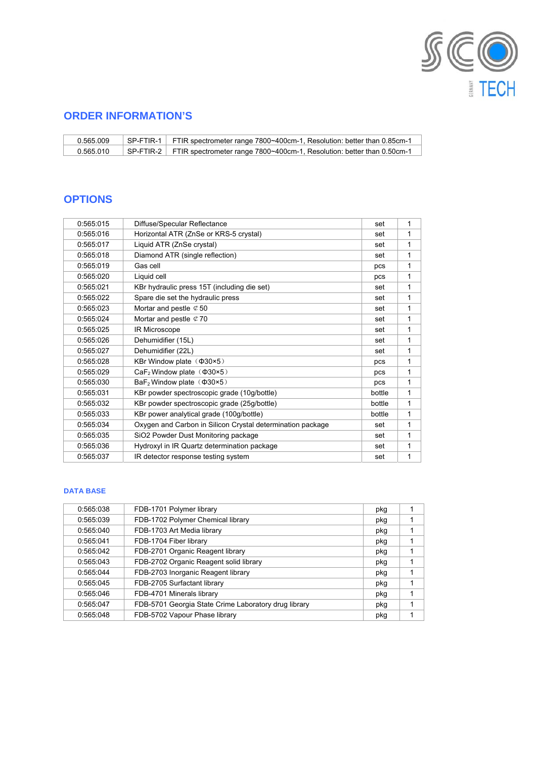## ORDER INFORMATION'S

| | | |
|---|---|---|
| 0.565.009 | SP-FTIR-1 | FTIR spectrometer range 7800~400cm-1, Resolution: better than 0.85cm-1 |
| 0.565.010 | SP-FTIR-2 | FTIR spectrometer range 7800~400cm-1, Resolution: better than 0.50cm-1 |

## OPTIONS

| | | | |
|---|---|---|---|
| 0:565:015 | Diffuse/Specular Reflectance | set | 1 |
| 0:565:016 | Horizontal ATR (ZnSe or KRS-5 crystal) | set | 1 |
| 0:565:017 | Liquid ATR (ZnSe crystal) | set | 1 |
| 0:565:018 | Diamond ATR (single reflection) | set | 1 |
| 0:565:019 | Gas cell | pcs | 1 |
| 0:565:020 | Liquid cell | pcs | 1 |
| 0:565:021 | KBr hydraulic press 15T (including die set) | set | 1 |
| 0:565:022 | Spare die set the hydraulic press | set | 1 |
| 0:565:023 | Mortar and pestle ￠50 | set | 1 |
| 0:565:024 | Mortar and pestle ￠70 | set | 1 |
| 0:565:025 | IR Microscope | set | 1 |
| 0:565:026 | Dehumidifier (15L) | set | 1 |
| 0:565:027 | Dehumidifier (22L) | set | 1 |
| 0:565:028 | KBr Window plate（Φ30×5） | pcs | 1 |
| 0:565:029 | $CaF_2$ Window plate（Φ30×5） | pcs | 1 |
| 0:565:030 | $BaF_2$ Window plate（Φ30×5） | pcs | 1 |
| 0:565:031 | KBr powder spectroscopic grade (10g/bottle) | bottle | 1 |
| 0:565:032 | KBr powder spectroscopic grade (25g/bottle) | bottle | 1 |
| 0:565:033 | KBr power analytical grade (100g/bottle) | bottle | 1 |
| 0:565:034 | Oxygen and Carbon in Silicon Crystal determination package | set | 1 |
| 0:565:035 | SiO2 Powder Dust Monitoring package | set | 1 |
| 0:565:036 | Hydroxyl in IR Quartz determination package | set | 1 |
| 0:565:037 | IR detector response testing system | set | 1 |

### DATA BASE

| | | | |
|---|---|---|---|
| 0:565:038 | FDB-1701 Polymer library | pkg | 1 |
| 0:565:039 | FDB-1702 Polymer Chemical library | pkg | 1 |
| 0:565:040 | FDB-1703 Art Media library | pkg | 1 |
| 0:565:041 | FDB-1704 Fiber library | pkg | 1 |
| 0:565:042 | FDB-2701 Organic Reagent library | pkg | 1 |
| 0:565:043 | FDB-2702 Organic Reagent solid library | pkg | 1 |
| 0:565:044 | FDB-2703 Inorganic Reagent library | pkg | 1 |
| 0:565:045 | FDB-2705 Surfactant library | pkg | 1 |
| 0:565:046 | FDB-4701 Minerals library | pkg | 1 |
| 0:565:047 | FDB-5701 Georgia State Crime Laboratory drug library | pkg | 1 |
| 0:565:048 | FDB-5702 Vapour Phase library | pkg | 1 |